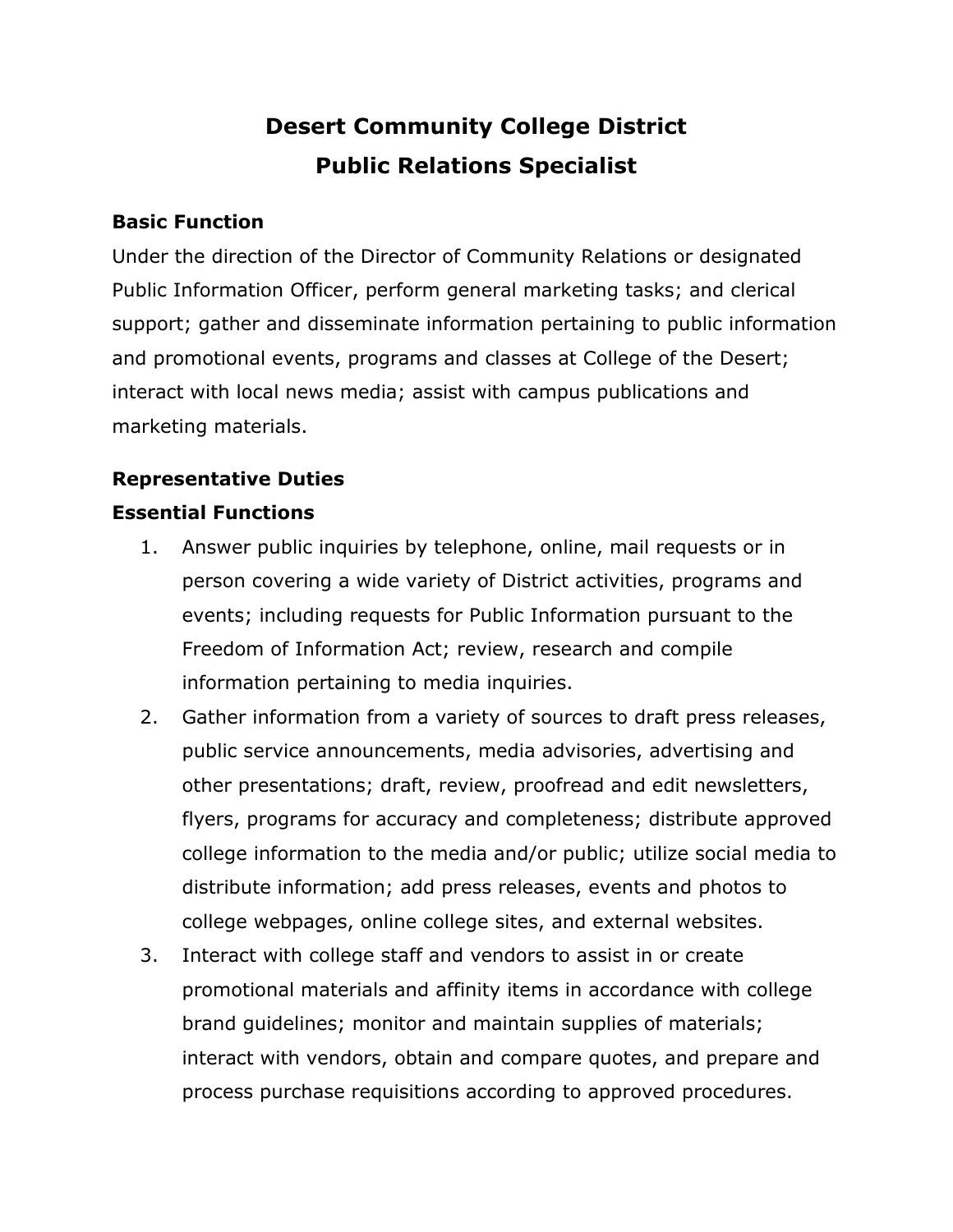# Desert Community College District
# Public Relations Specialist

## Basic Function

Under the direction of the Director of Community Relations or designated Public Information Officer, perform general marketing tasks; and clerical support; gather and disseminate information pertaining to public information and promotional events, programs and classes at College of the Desert; interact with local news media; assist with campus publications and marketing materials.

## Representative Duties

### Essential Functions

1. Answer public inquiries by telephone, online, mail requests or in person covering a wide variety of District activities, programs and events; including requests for Public Information pursuant to the Freedom of Information Act; review, research and compile information pertaining to media inquiries.
2. Gather information from a variety of sources to draft press releases, public service announcements, media advisories, advertising and other presentations; draft, review, proofread and edit newsletters, flyers, programs for accuracy and completeness; distribute approved college information to the media and/or public; utilize social media to distribute information; add press releases, events and photos to college webpages, online college sites, and external websites.
3. Interact with college staff and vendors to assist in or create promotional materials and affinity items in accordance with college brand guidelines; monitor and maintain supplies of materials; interact with vendors, obtain and compare quotes, and prepare and process purchase requisitions according to approved procedures.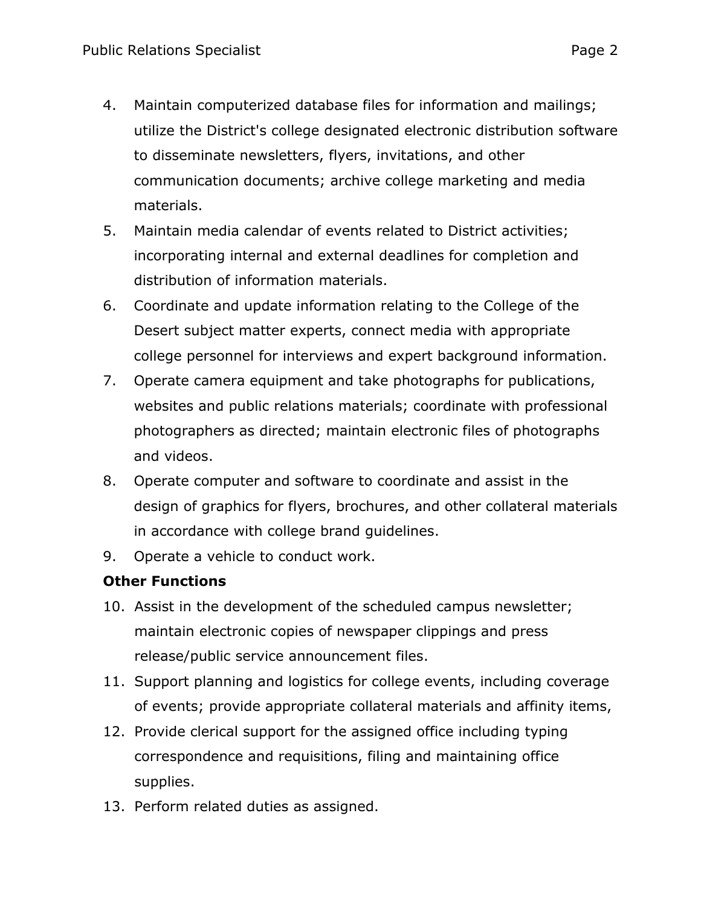4. Maintain computerized database files for information and mailings; utilize the District's college designated electronic distribution software to disseminate newsletters, flyers, invitations, and other communication documents; archive college marketing and media materials.
5. Maintain media calendar of events related to District activities; incorporating internal and external deadlines for completion and distribution of information materials.
6. Coordinate and update information relating to the College of the Desert subject matter experts, connect media with appropriate college personnel for interviews and expert background information.
7. Operate camera equipment and take photographs for publications, websites and public relations materials; coordinate with professional photographers as directed; maintain electronic files of photographs and videos.
8. Operate computer and software to coordinate and assist in the design of graphics for flyers, brochures, and other collateral materials in accordance with college brand guidelines.
9. Operate a vehicle to conduct work.

**Other Functions**

10. Assist in the development of the scheduled campus newsletter; maintain electronic copies of newspaper clippings and press release/public service announcement files.
11. Support planning and logistics for college events, including coverage of events; provide appropriate collateral materials and affinity items,
12. Provide clerical support for the assigned office including typing correspondence and requisitions, filing and maintaining office supplies.
13. Perform related duties as assigned.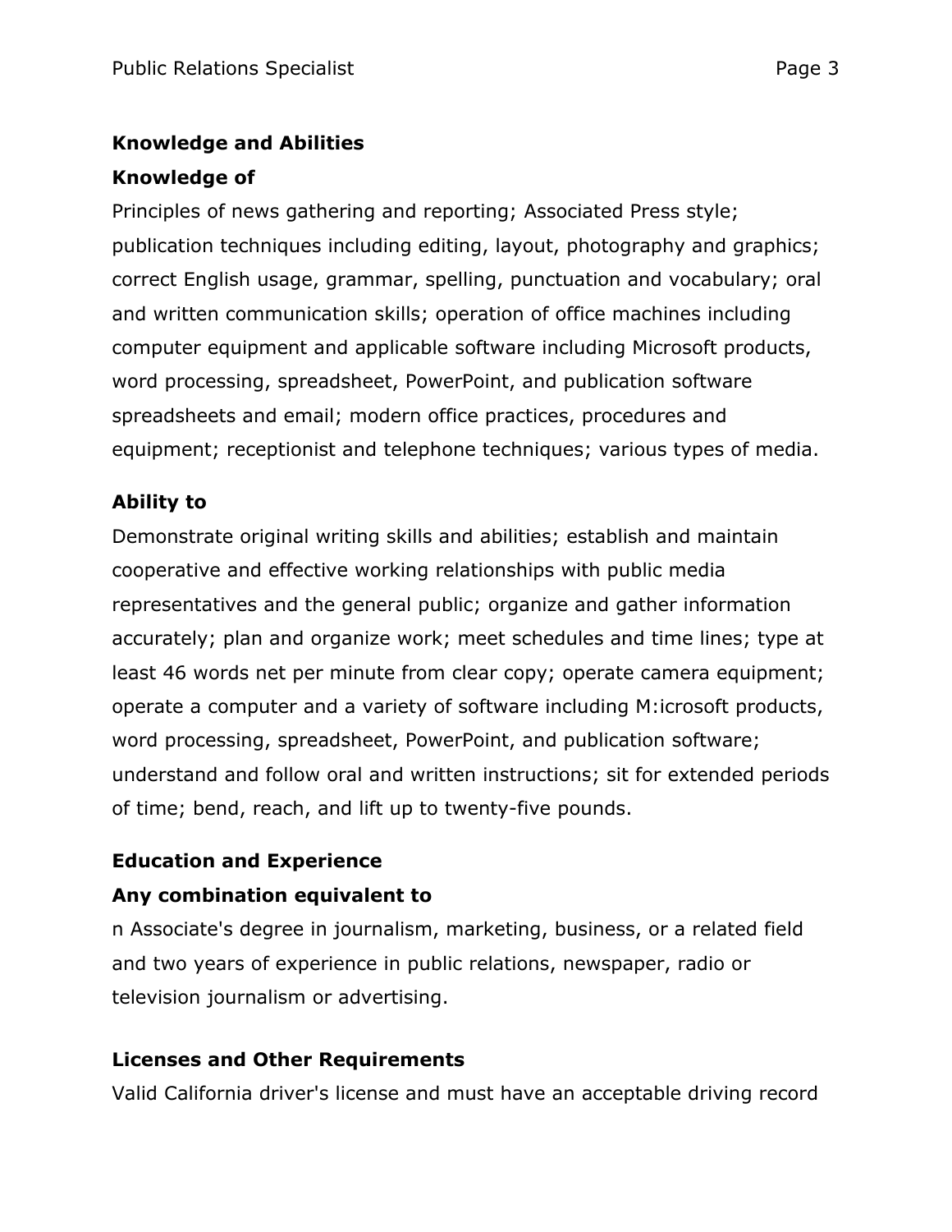## Knowledge and Abilities

### Knowledge of

Principles of news gathering and reporting; Associated Press style; publication techniques including editing, layout, photography and graphics; correct English usage, grammar, spelling, punctuation and vocabulary; oral and written communication skills; operation of office machines including computer equipment and applicable software including Microsoft products, word processing, spreadsheet, PowerPoint, and publication software spreadsheets and email; modern office practices, procedures and equipment; receptionist and telephone techniques; various types of media.

### Ability to

Demonstrate original writing skills and abilities; establish and maintain cooperative and effective working relationships with public media representatives and the general public; organize and gather information accurately; plan and organize work; meet schedules and time lines; type at least 46 words net per minute from clear copy; operate camera equipment; operate a computer and a variety of software including M:icrosoft products, word processing, spreadsheet, PowerPoint, and publication software; understand and follow oral and written instructions; sit for extended periods of time; bend, reach, and lift up to twenty-five pounds.

## Education and Experience

### Any combination equivalent to

n Associate's degree in journalism, marketing, business, or a related field and two years of experience in public relations, newspaper, radio or television journalism or advertising.

## Licenses and Other Requirements

Valid California driver's license and must have an acceptable driving record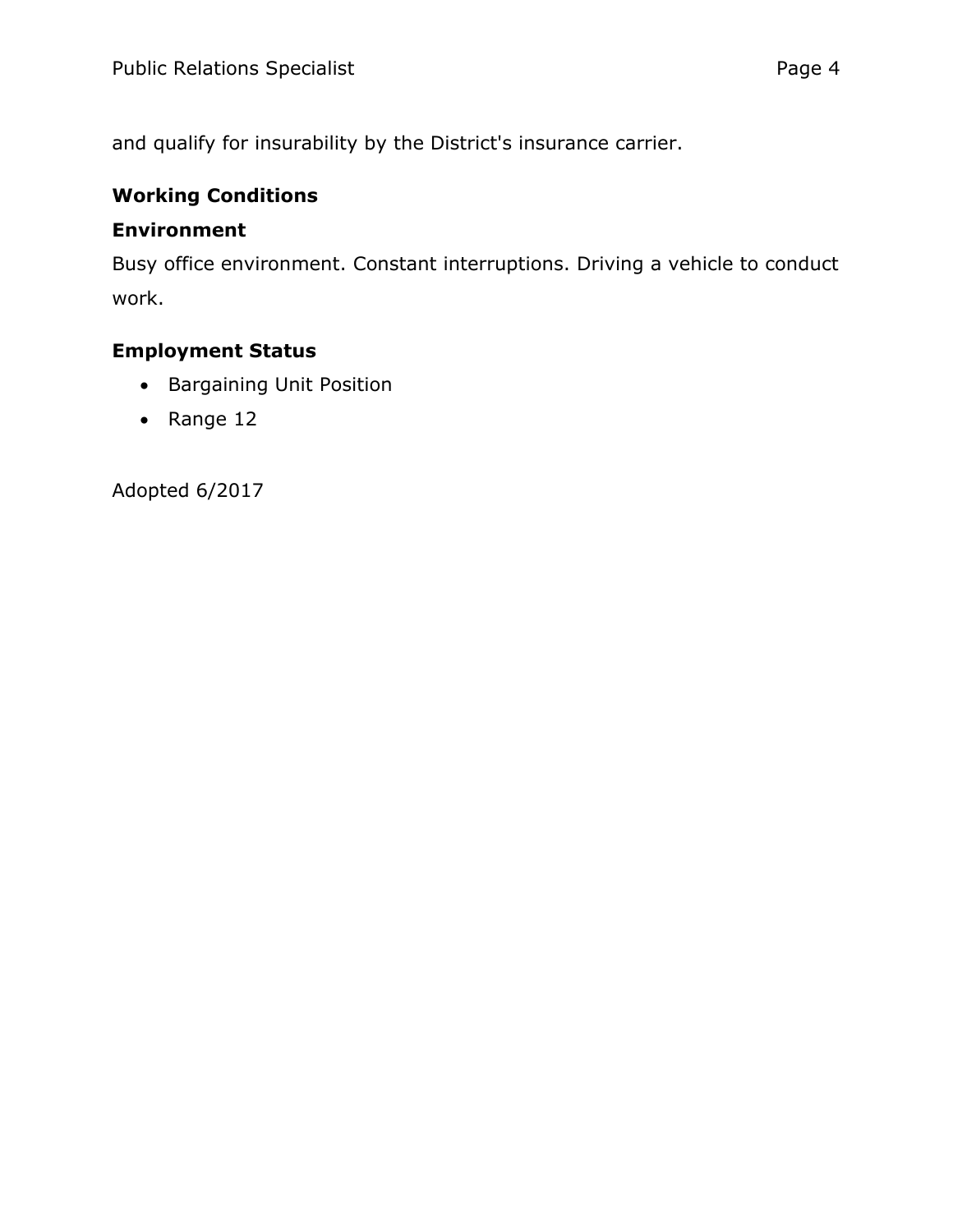and qualify for insurability by the District's insurance carrier.

## Working Conditions

### Environment

Busy office environment. Constant interruptions. Driving a vehicle to conduct work.

### Employment Status

- Bargaining Unit Position
- Range 12

Adopted 6/2017